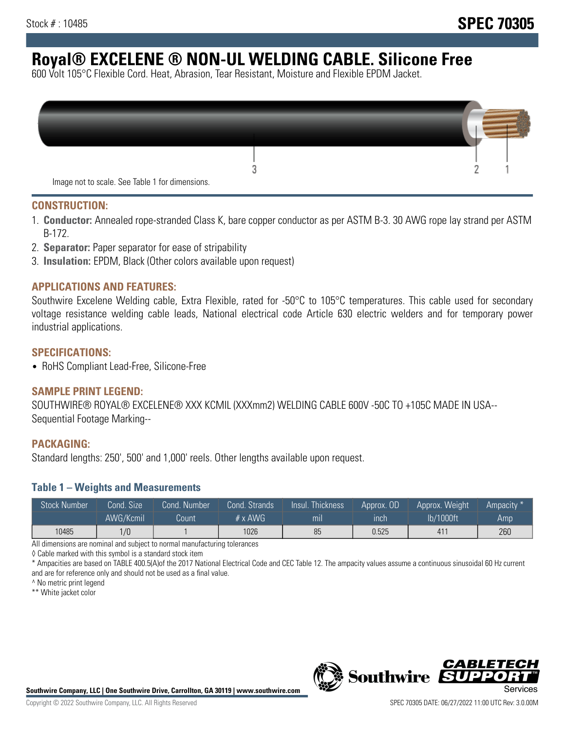Stock # : 10485

**SPEC 70305**

# Royal® EXCELENE ® NON-UL WELDING CABLE. Silicone Free

600 Volt 105°C Flexible Cord. Heat, Abrasion, Tear Resistant, Moisture and Flexible EPDM Jacket.

Image not to scale. See Table 1 for dimensions.

## CONSTRUCTION:

1. **Conductor:** Annealed rope-stranded Class K, bare copper conductor as per ASTM B-3. 30 AWG rope lay strand per ASTM B-172.
2. **Separator:** Paper separator for ease of stripability
3. **Insulation:** EPDM, Black (Other colors available upon request)

## APPLICATIONS AND FEATURES:

Southwire Excelene Welding cable, Extra Flexible, rated for -50°C to 105°C temperatures. This cable used for secondary voltage resistance welding cable leads, National electrical code Article 630 electric welders and for temporary power industrial applications.

## SPECIFICATIONS:

- RoHS Compliant Lead-Free, Silicone-Free

## SAMPLE PRINT LEGEND:

SOUTHWIRE® ROYAL® EXCELENE® XXX KCMIL (XXXmm2) WELDING CABLE 600V -50C TO +105C MADE IN USA-- Sequential Footage Marking--

## PACKAGING:

Standard lengths: 250', 500' and 1,000' reels. Other lengths available upon request.

### Table 1 – Weights and Measurements

| Stock Number | Cond. Size | Cond. Number | Cond. Strands | Insul. Thickness | Approx. OD | Approx. Weight | Ampacity * |
|---|---|---|---|---|---|---|---|
| | AWG/Kcmil | Count | # x AWG | mil | inch | lb/1000ft | Amp |
| 10485 | 1/0 | 1 | 1026 | 85 | 0.525 | 411 | 260 |

All dimensions are nominal and subject to normal manufacturing tolerances

◊ Cable marked with this symbol is a standard stock item

* Ampacities are based on TABLE 400.5(A)of the 2017 National Electrical Code and CEC Table 12. The ampacity values assume a continuous sinusoidal 60 Hz current and are for reference only and should not be used as a final value.

^ No metric print legend

** White jacket color

**Southwire Company, LLC | One Southwire Drive, Carrollton, GA 30119 | www.southwire.com**

Copyright © 2022 Southwire Company, LLC. All Rights Reserved

SPEC 70305 DATE: 06/27/2022 11:00 UTC Rev: 3.0.00M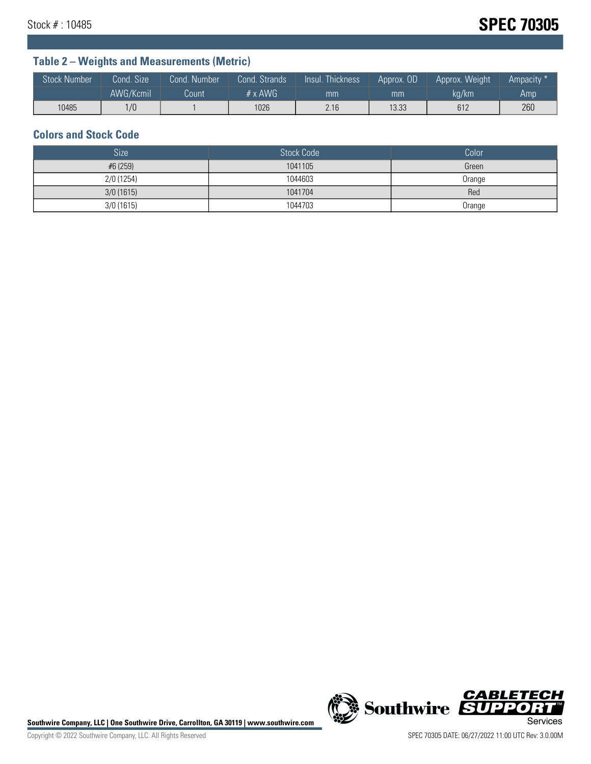### Table 2 – Weights and Measurements (Metric)

| Stock Number | Cond. Size AWG/Kcmil | Cond. Number Count | Cond. Strands # x AWG | Insul. Thickness mm | Approx. OD mm | Approx. Weight kg/km | Ampacity * Amp |
|---|---|---|---|---|---|---|---|
| 10485 | 1/0 | 1 | 1026 | 2.16 | 13.33 | 612 | 260 |

### Colors and Stock Code

| Size | Stock Code | Color |
|---|---|---|
| #6 (259) | 1041105 | Green |
| 2/0 (1254) | 1044603 | Orange |
| 3/0 (1615) | 1041704 | Red |
| 3/0 (1615) | 1044703 | Orange |

**Southwire Company, LLC | One Southwire Drive, Carrollton, GA 30119 | www.southwire.com**

Copyright © 2022 Southwire Company, LLC. All Rights Reserved

SPEC 70305 DATE: 06/27/2022 11:00 UTC Rev: 3.0.00M